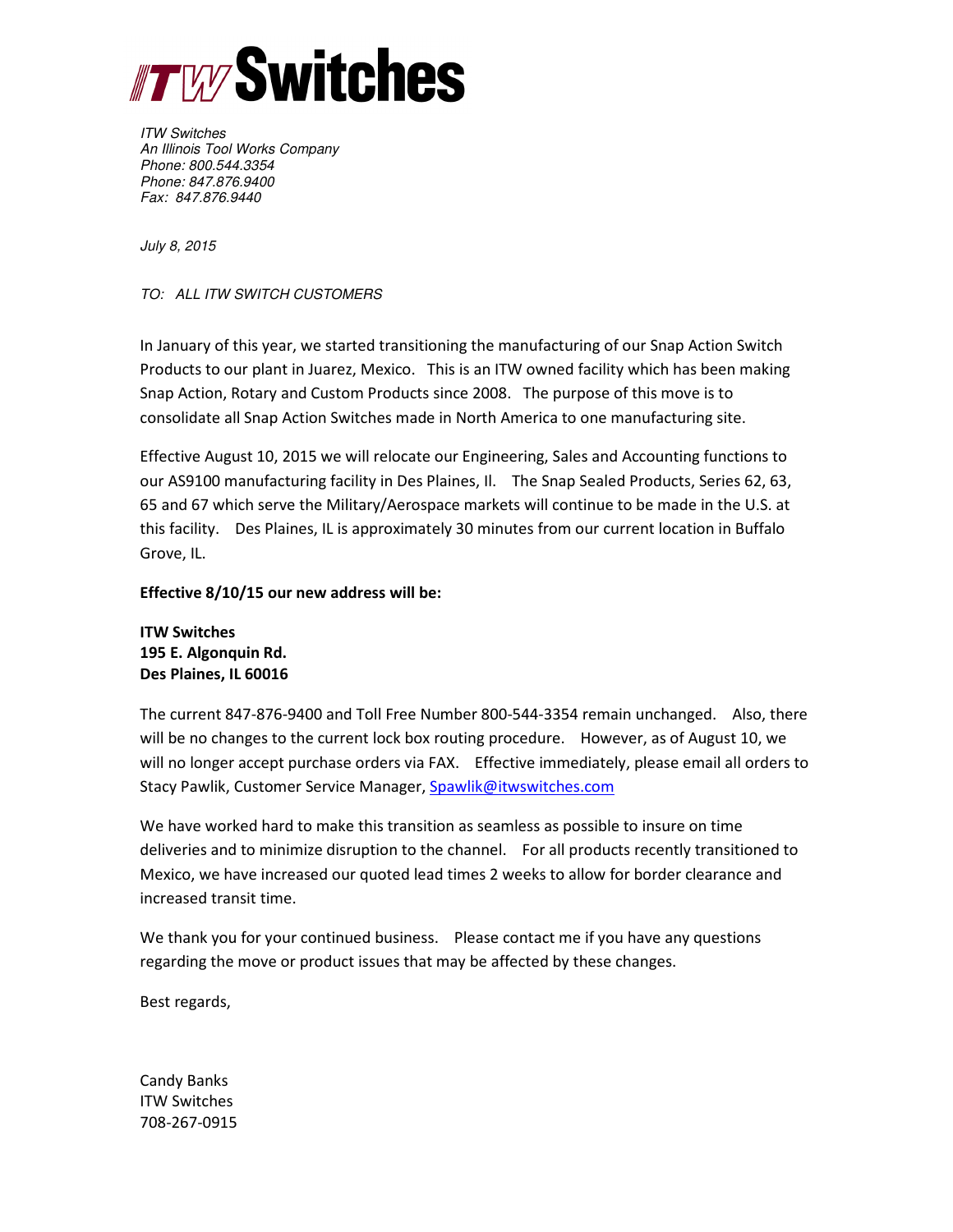# ITW Switches

*ITW Switches*
*An Illinois Tool Works Company*
*Phone: 800.544.3354*
*Phone: 847.876.9400*
*Fax: 847.876.9440*

*July 8, 2015*

*TO: ALL ITW SWITCH CUSTOMERS*

In January of this year, we started transitioning the manufacturing of our Snap Action Switch Products to our plant in Juarez, Mexico. This is an ITW owned facility which has been making Snap Action, Rotary and Custom Products since 2008. The purpose of this move is to consolidate all Snap Action Switches made in North America to one manufacturing site.

Effective August 10, 2015 we will relocate our Engineering, Sales and Accounting functions to our AS9100 manufacturing facility in Des Plaines, Il. The Snap Sealed Products, Series 62, 63, 65 and 67 which serve the Military/Aerospace markets will continue to be made in the U.S. at this facility. Des Plaines, IL is approximately 30 minutes from our current location in Buffalo Grove, IL.

**Effective 8/10/15 our new address will be:**

**ITW Switches**
**195 E. Algonquin Rd.**
**Des Plaines, IL 60016**

The current 847-876-9400 and Toll Free Number 800-544-3354 remain unchanged. Also, there will be no changes to the current lock box routing procedure. However, as of August 10, we will no longer accept purchase orders via FAX. Effective immediately, please email all orders to Stacy Pawlik, Customer Service Manager, Spawlik@itwswitches.com

We have worked hard to make this transition as seamless as possible to insure on time deliveries and to minimize disruption to the channel. For all products recently transitioned to Mexico, we have increased our quoted lead times 2 weeks to allow for border clearance and increased transit time.

We thank you for your continued business. Please contact me if you have any questions regarding the move or product issues that may be affected by these changes.

Best regards,

Candy Banks
ITW Switches
708-267-0915